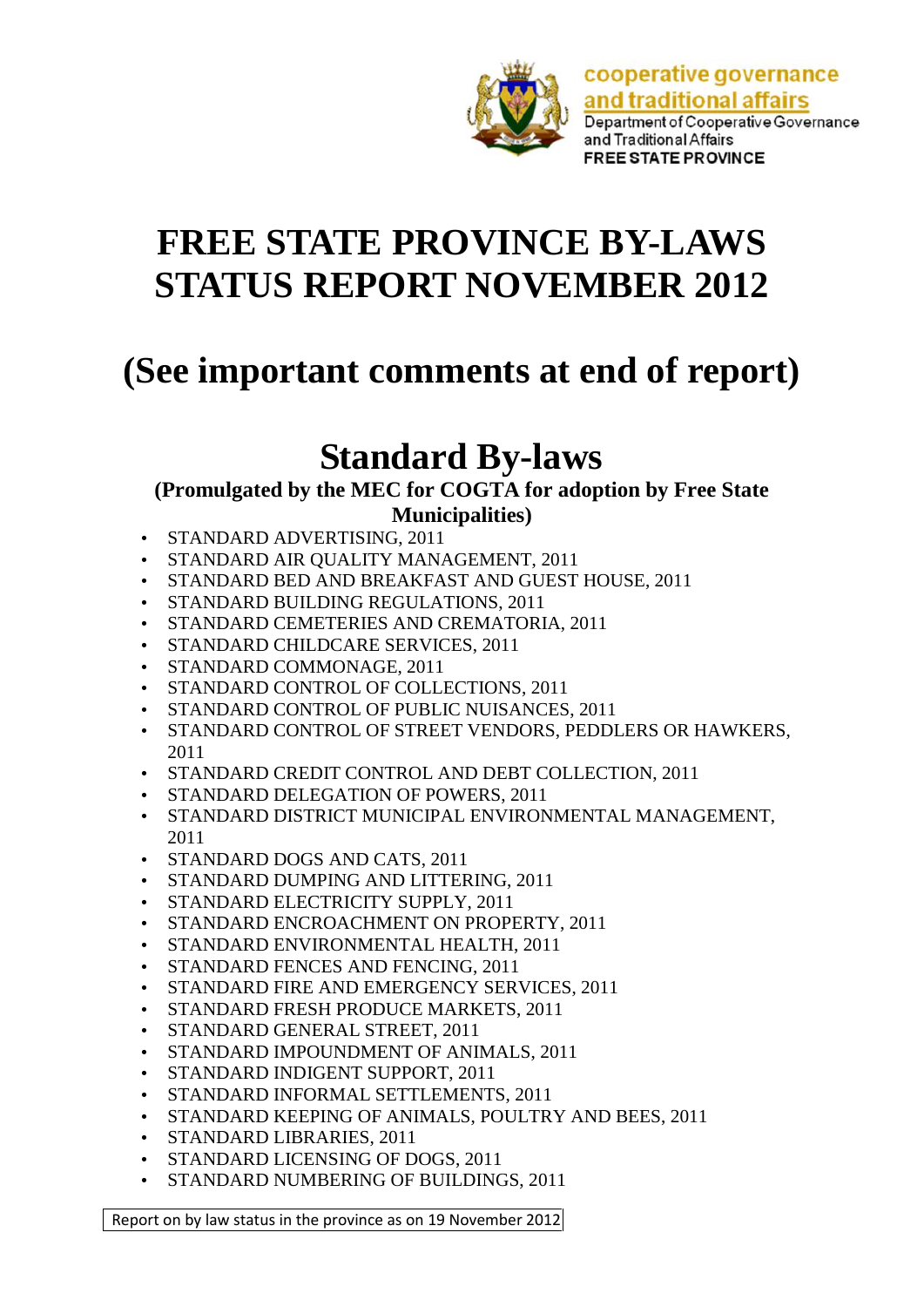cooperative governance and traditional affairs

Department of Cooperative Governance and Traditional Affairs

FREE STATE PROVINCE

# FREE STATE PROVINCE BY-LAWS STATUS REPORT NOVEMBER 2012

# (See important comments at end of report)

# Standard By-laws

**(Promulgated by the MEC for COGTA for adoption by Free State Municipalities)**

- STANDARD ADVERTISING, 2011
- STANDARD AIR QUALITY MANAGEMENT, 2011
- STANDARD BED AND BREAKFAST AND GUEST HOUSE, 2011
- STANDARD BUILDING REGULATIONS, 2011
- STANDARD CEMETERIES AND CREMATORIA, 2011
- STANDARD CHILDCARE SERVICES, 2011
- STANDARD COMMONAGE, 2011
- STANDARD CONTROL OF COLLECTIONS, 2011
- STANDARD CONTROL OF PUBLIC NUISANCES, 2011
- STANDARD CONTROL OF STREET VENDORS, PEDDLERS OR HAWKERS, 2011
- STANDARD CREDIT CONTROL AND DEBT COLLECTION, 2011
- STANDARD DELEGATION OF POWERS, 2011
- STANDARD DISTRICT MUNICIPAL ENVIRONMENTAL MANAGEMENT, 2011
- STANDARD DOGS AND CATS, 2011
- STANDARD DUMPING AND LITTERING, 2011
- STANDARD ELECTRICITY SUPPLY, 2011
- STANDARD ENCROACHMENT ON PROPERTY, 2011
- STANDARD ENVIRONMENTAL HEALTH, 2011
- STANDARD FENCES AND FENCING, 2011
- STANDARD FIRE AND EMERGENCY SERVICES, 2011
- STANDARD FRESH PRODUCE MARKETS, 2011
- STANDARD GENERAL STREET, 2011
- STANDARD IMPOUNDMENT OF ANIMALS, 2011
- STANDARD INDIGENT SUPPORT, 2011
- STANDARD INFORMAL SETTLEMENTS, 2011
- STANDARD KEEPING OF ANIMALS, POULTRY AND BEES, 2011
- STANDARD LIBRARIES, 2011
- STANDARD LICENSING OF DOGS, 2011
- STANDARD NUMBERING OF BUILDINGS, 2011

Report on by law status in the province as on 19 November 2012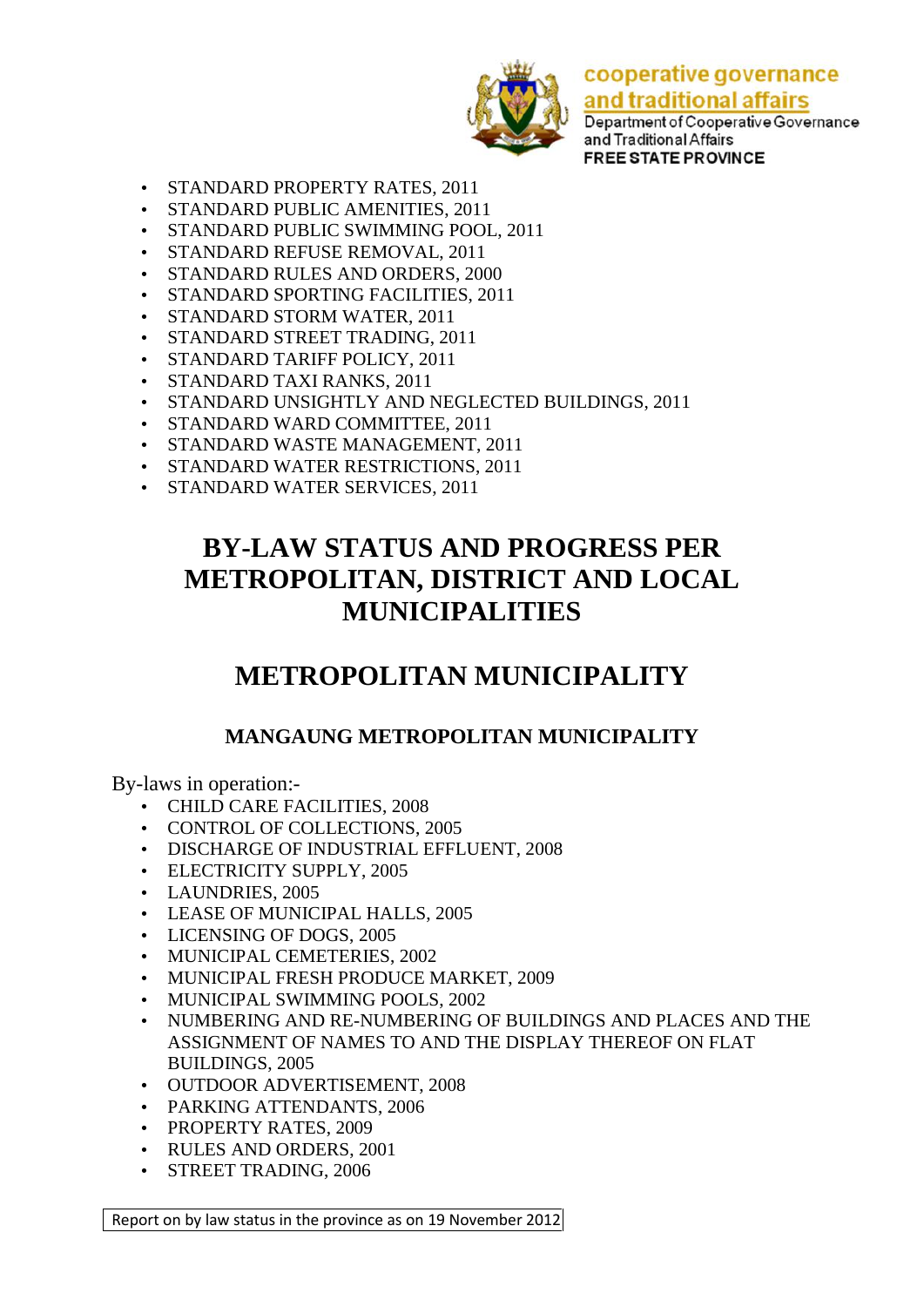- STANDARD PROPERTY RATES, 2011
- STANDARD PUBLIC AMENITIES, 2011
- STANDARD PUBLIC SWIMMING POOL, 2011
- STANDARD REFUSE REMOVAL, 2011
- STANDARD RULES AND ORDERS, 2000
- STANDARD SPORTING FACILITIES, 2011
- STANDARD STORM WATER, 2011
- STANDARD STREET TRADING, 2011
- STANDARD TARIFF POLICY, 2011
- STANDARD TAXI RANKS, 2011
- STANDARD UNSIGHTLY AND NEGLECTED BUILDINGS, 2011
- STANDARD WARD COMMITTEE, 2011
- STANDARD WASTE MANAGEMENT, 2011
- STANDARD WATER RESTRICTIONS, 2011
- STANDARD WATER SERVICES, 2011

# BY-LAW STATUS AND PROGRESS PER METROPOLITAN, DISTRICT AND LOCAL MUNICIPALITIES

## METROPOLITAN MUNICIPALITY

### MANGAUNG METROPOLITAN MUNICIPALITY

By-laws in operation:-

- CHILD CARE FACILITIES, 2008
- CONTROL OF COLLECTIONS, 2005
- DISCHARGE OF INDUSTRIAL EFFLUENT, 2008
- ELECTRICITY SUPPLY, 2005
- LAUNDRIES, 2005
- LEASE OF MUNICIPAL HALLS, 2005
- LICENSING OF DOGS, 2005
- MUNICIPAL CEMETERIES, 2002
- MUNICIPAL FRESH PRODUCE MARKET, 2009
- MUNICIPAL SWIMMING POOLS, 2002
- NUMBERING AND RE-NUMBERING OF BUILDINGS AND PLACES AND THE ASSIGNMENT OF NAMES TO AND THE DISPLAY THEREOF ON FLAT BUILDINGS, 2005
- OUTDOOR ADVERTISEMENT, 2008
- PARKING ATTENDANTS, 2006
- PROPERTY RATES, 2009
- RULES AND ORDERS, 2001
- STREET TRADING, 2006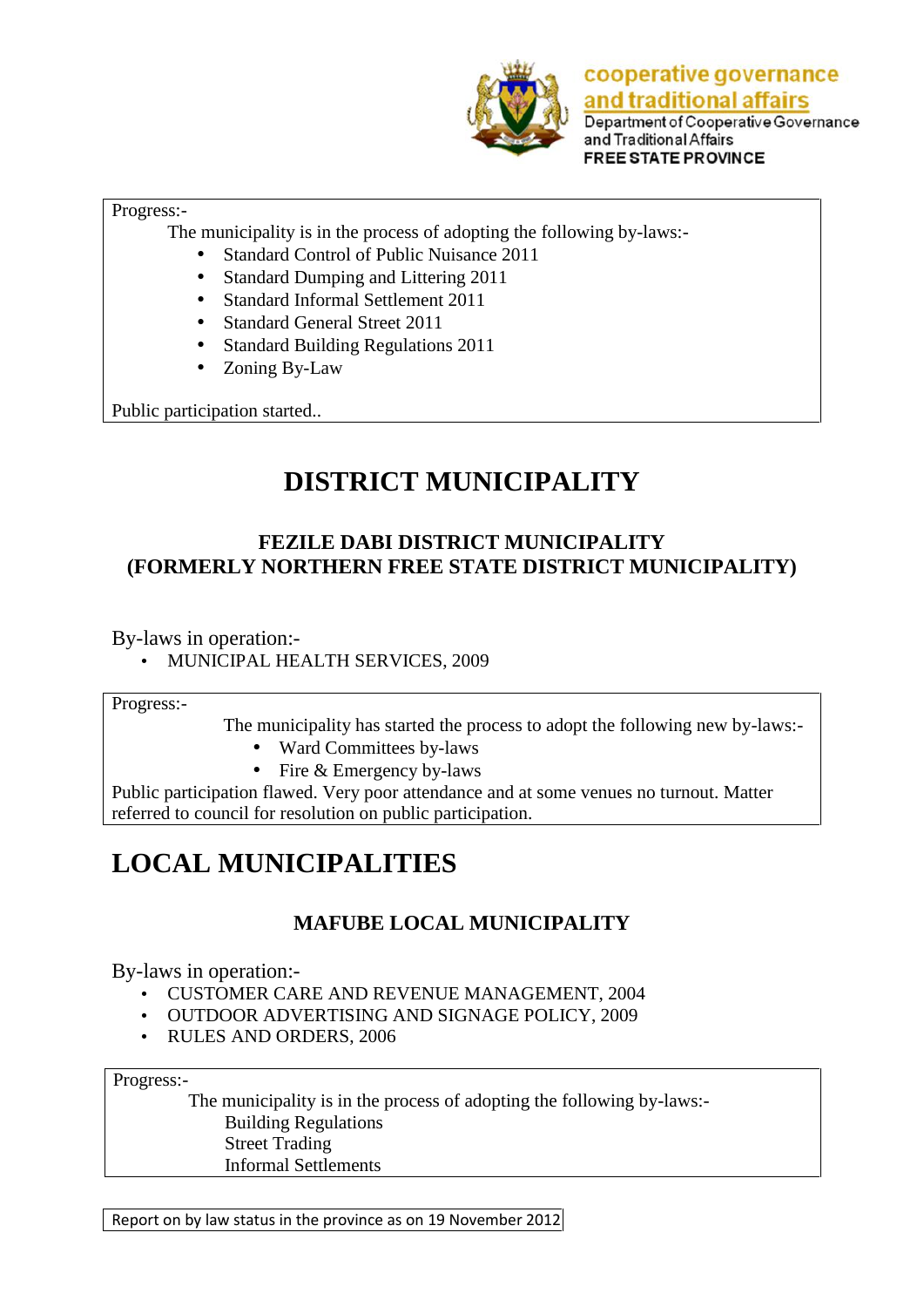Progress:-

The municipality is in the process of adopting the following by-laws:-

- Standard Control of Public Nuisance 2011
- Standard Dumping and Littering 2011
- Standard Informal Settlement 2011
- Standard General Street 2011
- Standard Building Regulations 2011
- Zoning By-Law

Public participation started..

# DISTRICT MUNICIPALITY

### FEZILE DABI DISTRICT MUNICIPALITY (FORMERLY NORTHERN FREE STATE DISTRICT MUNICIPALITY)

By-laws in operation:-

- MUNICIPAL HEALTH SERVICES, 2009

Progress:-

The municipality has started the process to adopt the following new by-laws:-

- Ward Committees by-laws
- Fire & Emergency by-laws

Public participation flawed. Very poor attendance and at some venues no turnout. Matter referred to council for resolution on public participation.

# LOCAL MUNICIPALITIES

### MAFUBE LOCAL MUNICIPALITY

By-laws in operation:-

- CUSTOMER CARE AND REVENUE MANAGEMENT, 2004
- OUTDOOR ADVERTISING AND SIGNAGE POLICY, 2009
- RULES AND ORDERS, 2006

Progress:-

The municipality is in the process of adopting the following by-laws:-

Building Regulations
Street Trading
Informal Settlements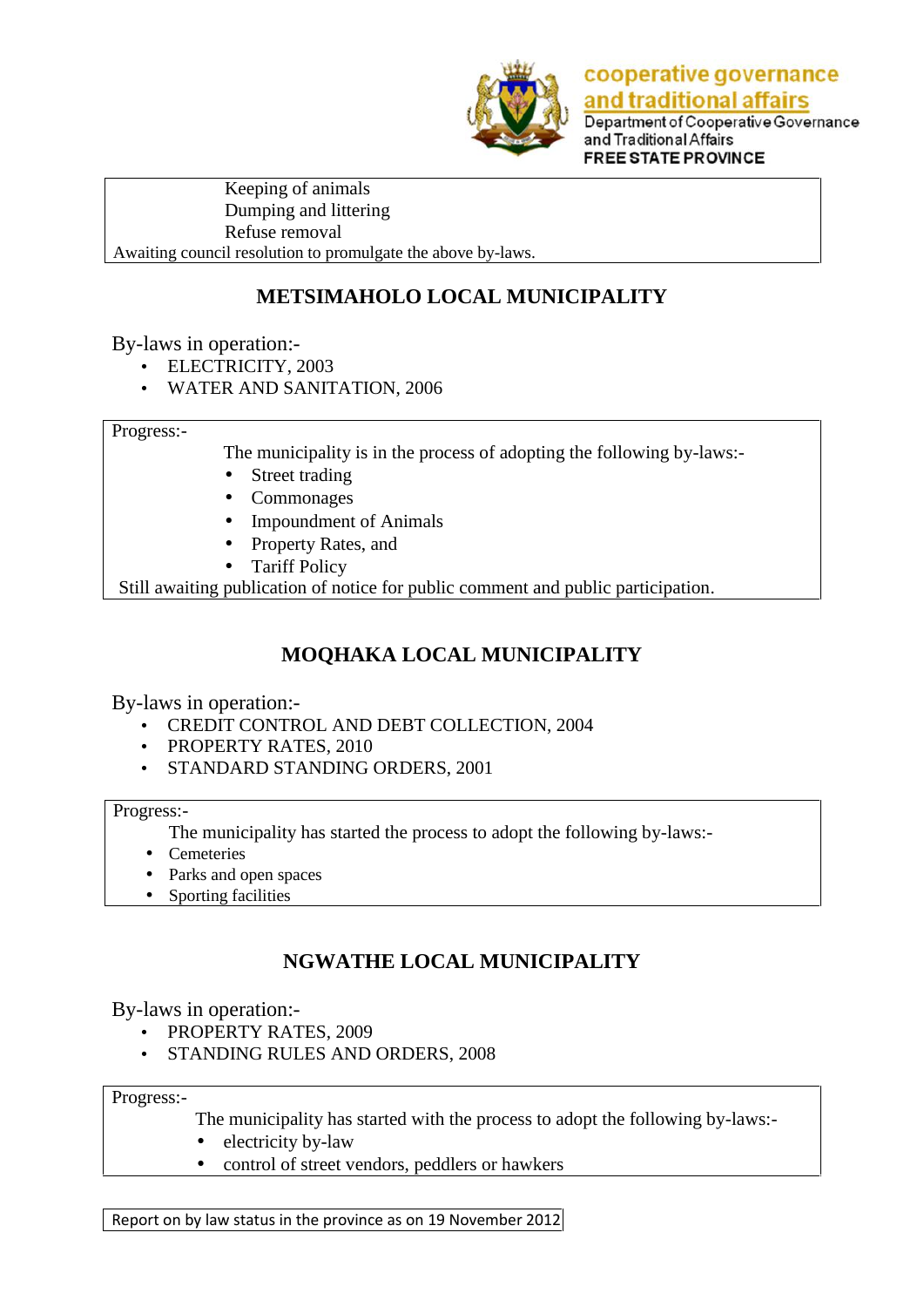Keeping of animals
Dumping and littering
Refuse removal

Awaiting council resolution to promulgate the above by-laws.

## METSIMAHOLO LOCAL MUNICIPALITY

By-laws in operation:-

- ELECTRICITY, 2003
- WATER AND SANITATION, 2006

Progress:-

The municipality is in the process of adopting the following by-laws:-

- Street trading
- Commonages
- Impoundment of Animals
- Property Rates, and
- Tariff Policy

Still awaiting publication of notice for public comment and public participation.

## MOQHAKA LOCAL MUNICIPALITY

By-laws in operation:-

- CREDIT CONTROL AND DEBT COLLECTION, 2004
- PROPERTY RATES, 2010
- STANDARD STANDING ORDERS, 2001

Progress:-

The municipality has started the process to adopt the following by-laws:-

- Cemeteries
- Parks and open spaces
- Sporting facilities

## NGWATHE LOCAL MUNICIPALITY

By-laws in operation:-

- PROPERTY RATES, 2009
- STANDING RULES AND ORDERS, 2008

Progress:-

The municipality has started with the process to adopt the following by-laws:-

- electricity by-law
- control of street vendors, peddlers or hawkers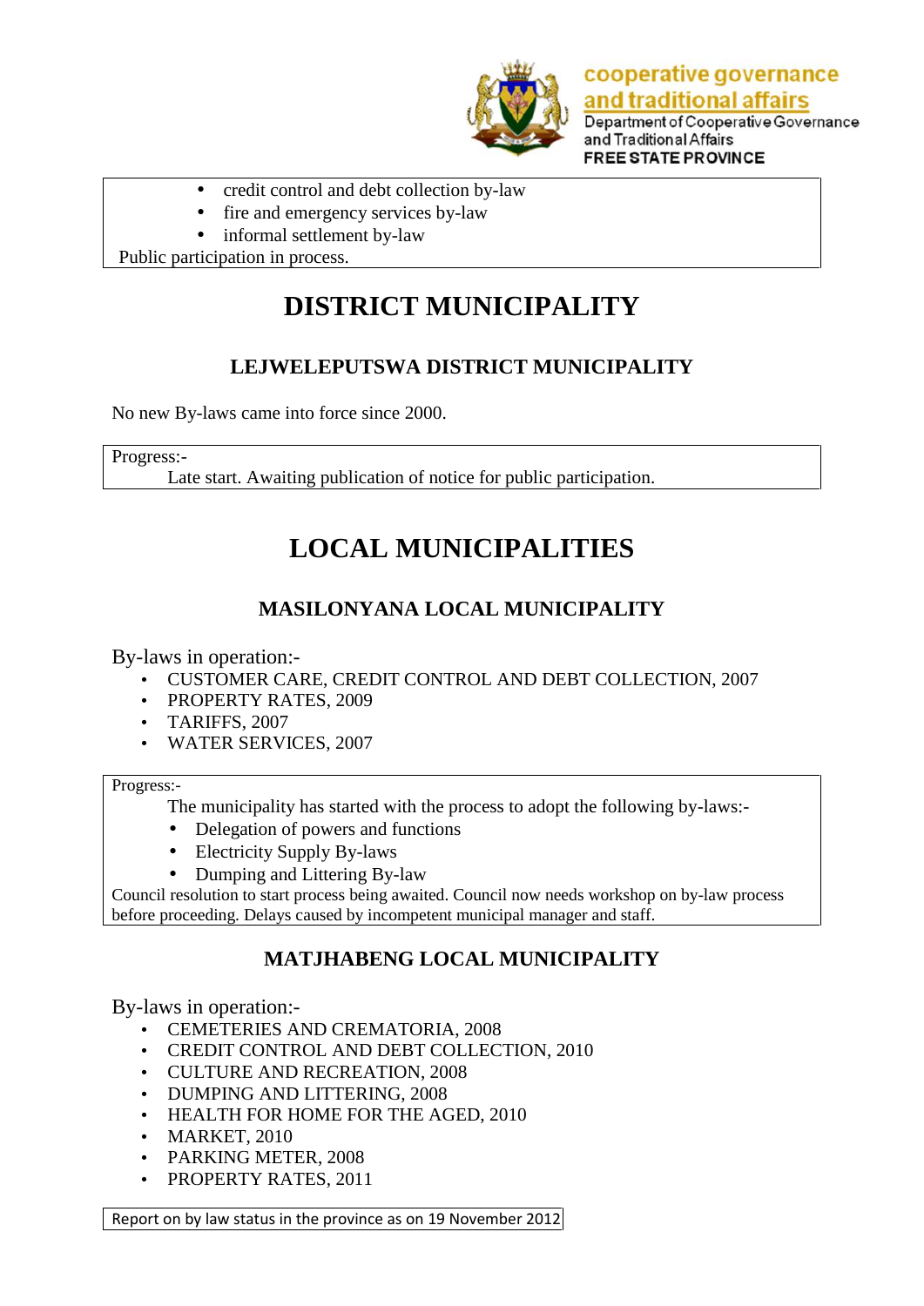- credit control and debt collection by-law
- fire and emergency services by-law
- informal settlement by-law

Public participation in process.

# DISTRICT MUNICIPALITY

## LEJWELEPUTSWA DISTRICT MUNICIPALITY

No new By-laws came into force since 2000.

Progress:-

Late start. Awaiting publication of notice for public participation.

# LOCAL MUNICIPALITIES

## MASILONYANA LOCAL MUNICIPALITY

By-laws in operation:-

- CUSTOMER CARE, CREDIT CONTROL AND DEBT COLLECTION, 2007
- PROPERTY RATES, 2009
- TARIFFS, 2007
- WATER SERVICES, 2007

Progress:-

The municipality has started with the process to adopt the following by-laws:-

- Delegation of powers and functions
- Electricity Supply By-laws
- Dumping and Littering By-law

Council resolution to start process being awaited. Council now needs workshop on by-law process before proceeding. Delays caused by incompetent municipal manager and staff.

## MATJHABENG LOCAL MUNICIPALITY

By-laws in operation:-

- CEMETERIES AND CREMATORIA, 2008
- CREDIT CONTROL AND DEBT COLLECTION, 2010
- CULTURE AND RECREATION, 2008
- DUMPING AND LITTERING, 2008
- HEALTH FOR HOME FOR THE AGED, 2010
- MARKET, 2010
- PARKING METER, 2008
- PROPERTY RATES, 2011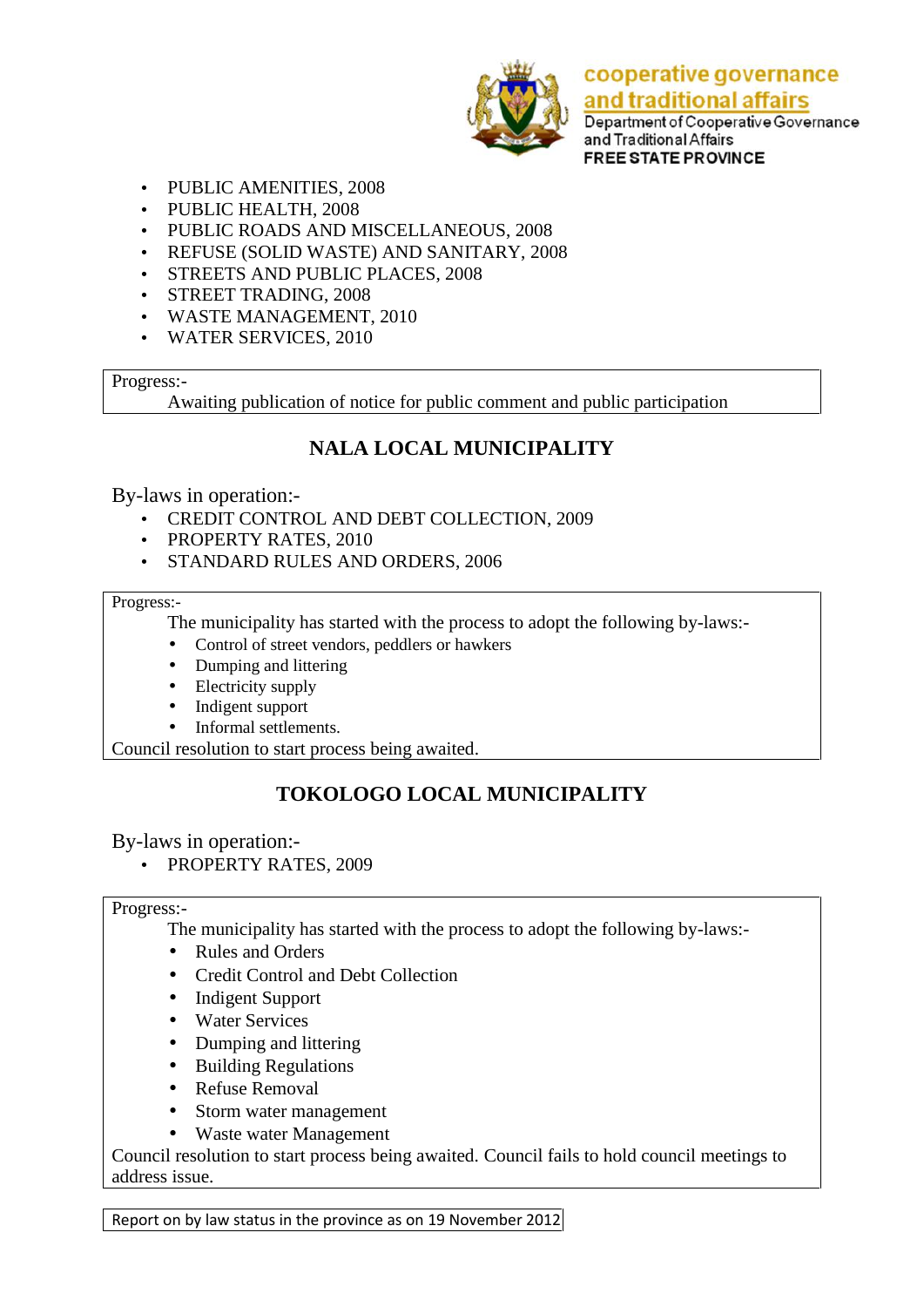- PUBLIC AMENITIES, 2008
- PUBLIC HEALTH, 2008
- PUBLIC ROADS AND MISCELLANEOUS, 2008
- REFUSE (SOLID WASTE) AND SANITARY, 2008
- STREETS AND PUBLIC PLACES, 2008
- STREET TRADING, 2008
- WASTE MANAGEMENT, 2010
- WATER SERVICES, 2010

Progress:-

Awaiting publication of notice for public comment and public participation

## NALA LOCAL MUNICIPALITY

By-laws in operation:-

- CREDIT CONTROL AND DEBT COLLECTION, 2009
- PROPERTY RATES, 2010
- STANDARD RULES AND ORDERS, 2006

Progress:-

The municipality has started with the process to adopt the following by-laws:-

- Control of street vendors, peddlers or hawkers
- Dumping and littering
- Electricity supply
- Indigent support
- Informal settlements.

Council resolution to start process being awaited.

## TOKOLOGO LOCAL MUNICIPALITY

By-laws in operation:-

- PROPERTY RATES, 2009

Progress:-

The municipality has started with the process to adopt the following by-laws:-

- Rules and Orders
- Credit Control and Debt Collection
- Indigent Support
- Water Services
- Dumping and littering
- Building Regulations
- Refuse Removal
- Storm water management
- Waste water Management

Council resolution to start process being awaited. Council fails to hold council meetings to address issue.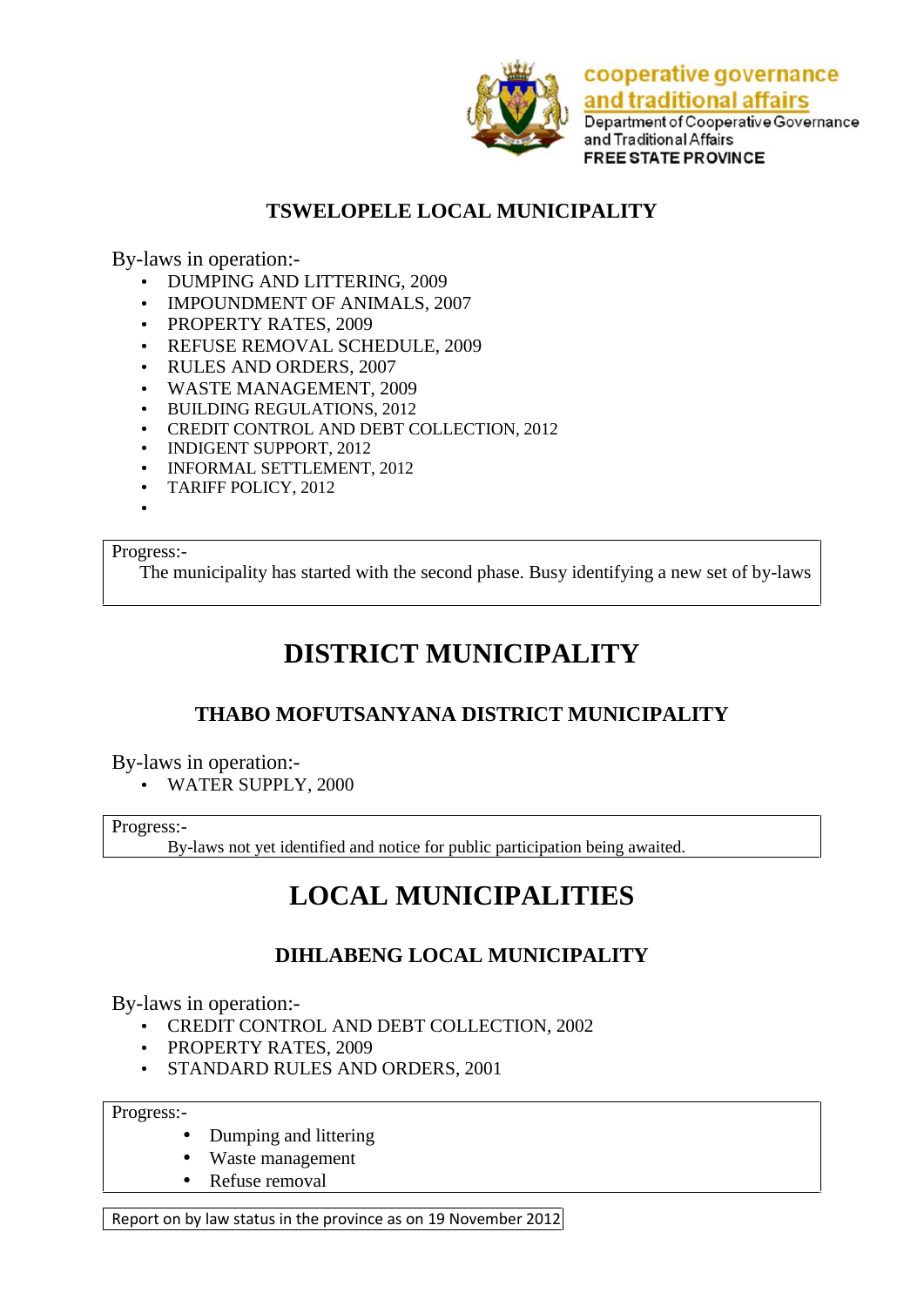## TSWELOPELE LOCAL MUNICIPALITY

By-laws in operation:-

- DUMPING AND LITTERING, 2009
- IMPOUNDMENT OF ANIMALS, 2007
- PROPERTY RATES, 2009
- REFUSE REMOVAL SCHEDULE, 2009
- RULES AND ORDERS, 2007
- WASTE MANAGEMENT, 2009
- BUILDING REGULATIONS, 2012
- CREDIT CONTROL AND DEBT COLLECTION, 2012
- INDIGENT SUPPORT, 2012
- INFORMAL SETTLEMENT, 2012
- TARIFF POLICY, 2012

Progress:-

The municipality has started with the second phase. Busy identifying a new set of by-laws

# DISTRICT MUNICIPALITY

## THABO MOFUTSANYANA DISTRICT MUNICIPALITY

By-laws in operation:-

- WATER SUPPLY, 2000

Progress:-

By-laws not yet identified and notice for public participation being awaited.

# LOCAL MUNICIPALITIES

## DIHLABENG LOCAL MUNICIPALITY

By-laws in operation:-

- CREDIT CONTROL AND DEBT COLLECTION, 2002
- PROPERTY RATES, 2009
- STANDARD RULES AND ORDERS, 2001

Progress:-

- Dumping and littering
- Waste management
- Refuse removal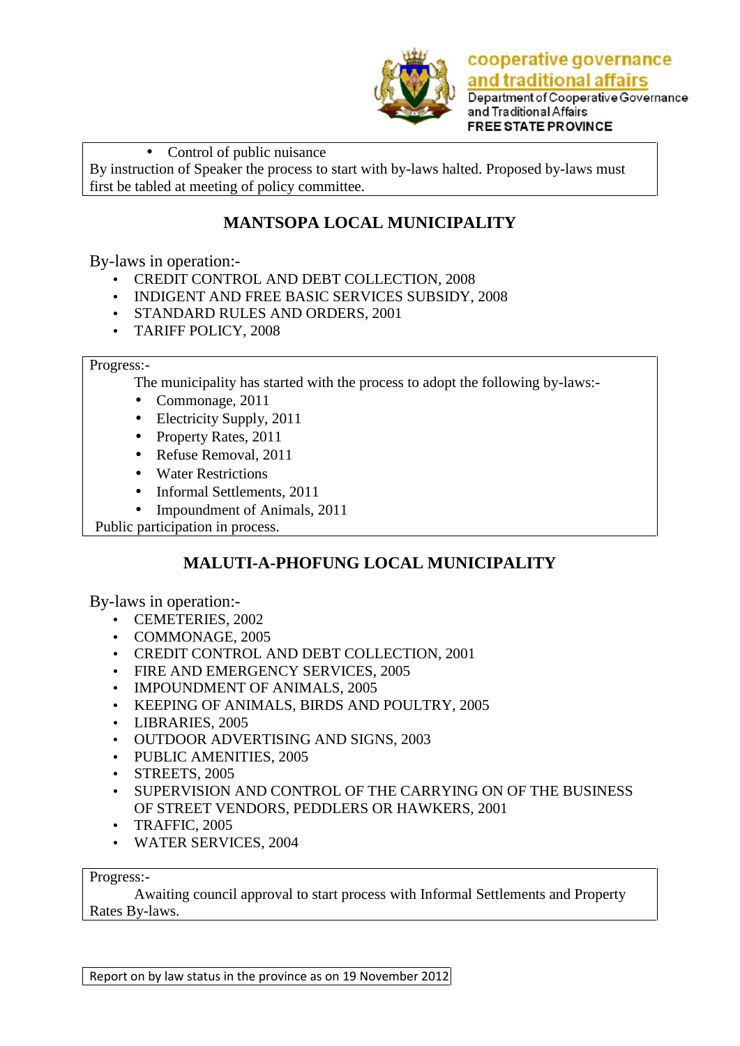- Control of public nuisance

By instruction of Speaker the process to start with by-laws halted. Proposed by-laws must first be tabled at meeting of policy committee.

## MANTSOPA LOCAL MUNICIPALITY

By-laws in operation:-

- CREDIT CONTROL AND DEBT COLLECTION, 2008
- INDIGENT AND FREE BASIC SERVICES SUBSIDY, 2008
- STANDARD RULES AND ORDERS, 2001
- TARIFF POLICY, 2008

Progress:-

The municipality has started with the process to adopt the following by-laws:-

- Commonage, 2011
- Electricity Supply, 2011
- Property Rates, 2011
- Refuse Removal, 2011
- Water Restrictions
- Informal Settlements, 2011
- Impoundment of Animals, 2011

Public participation in process.

## MALUTI-A-PHOFUNG LOCAL MUNICIPALITY

By-laws in operation:-

- CEMETERIES, 2002
- COMMONAGE, 2005
- CREDIT CONTROL AND DEBT COLLECTION, 2001
- FIRE AND EMERGENCY SERVICES, 2005
- IMPOUNDMENT OF ANIMALS, 2005
- KEEPING OF ANIMALS, BIRDS AND POULTRY, 2005
- LIBRARIES, 2005
- OUTDOOR ADVERTISING AND SIGNS, 2003
- PUBLIC AMENITIES, 2005
- STREETS, 2005
- SUPERVISION AND CONTROL OF THE CARRYING ON OF THE BUSINESS OF STREET VENDORS, PEDDLERS OR HAWKERS, 2001
- TRAFFIC, 2005
- WATER SERVICES, 2004

Progress:-

Awaiting council approval to start process with Informal Settlements and Property Rates By-laws.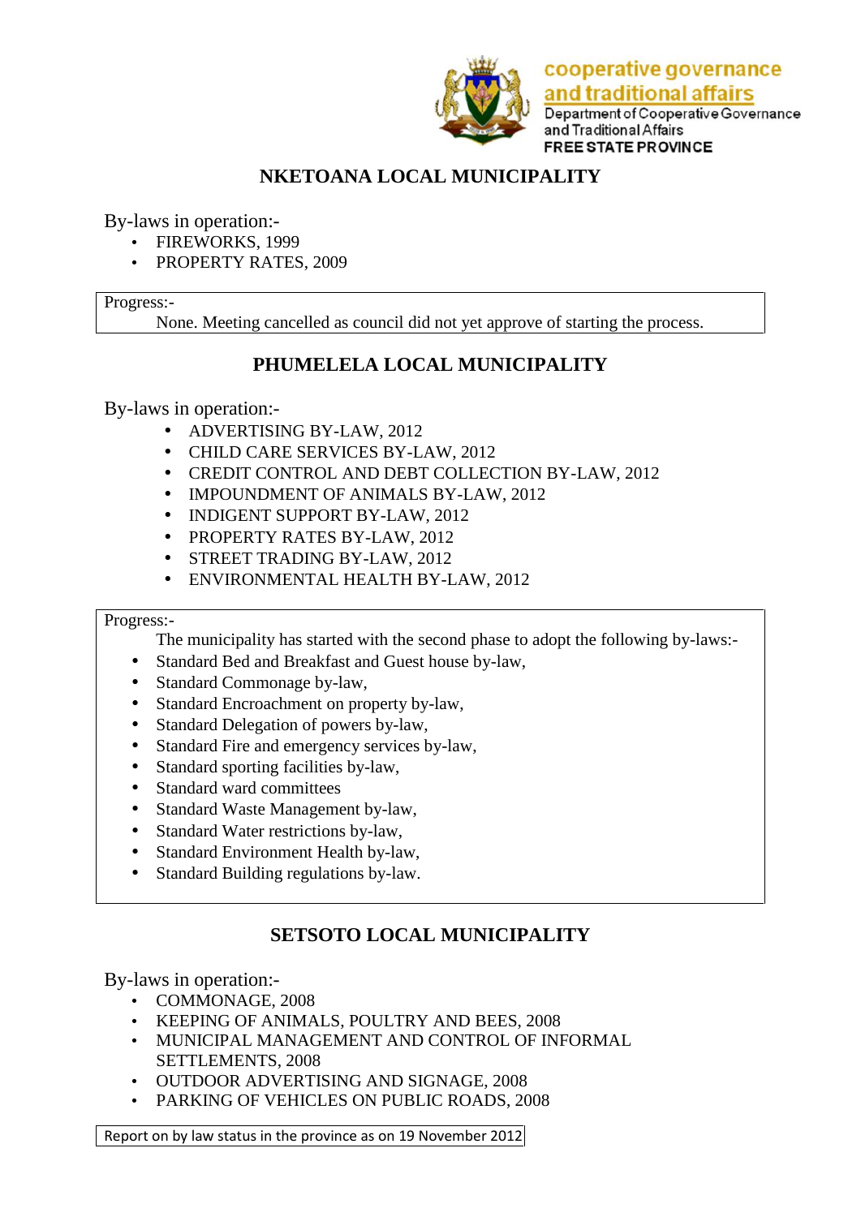## NKETOANA LOCAL MUNICIPALITY

By-laws in operation:-

- FIREWORKS, 1999
- PROPERTY RATES, 2009

Progress:-

None. Meeting cancelled as council did not yet approve of starting the process.

## PHUMELELA LOCAL MUNICIPALITY

By-laws in operation:-

- ADVERTISING BY-LAW, 2012
- CHILD CARE SERVICES BY-LAW, 2012
- CREDIT CONTROL AND DEBT COLLECTION BY-LAW, 2012
- IMPOUNDMENT OF ANIMALS BY-LAW, 2012
- INDIGENT SUPPORT BY-LAW, 2012
- PROPERTY RATES BY-LAW, 2012
- STREET TRADING BY-LAW, 2012
- ENVIRONMENTAL HEALTH BY-LAW, 2012

Progress:-

The municipality has started with the second phase to adopt the following by-laws:-

- Standard Bed and Breakfast and Guest house by-law,
- Standard Commonage by-law,
- Standard Encroachment on property by-law,
- Standard Delegation of powers by-law,
- Standard Fire and emergency services by-law,
- Standard sporting facilities by-law,
- Standard ward committees
- Standard Waste Management by-law,
- Standard Water restrictions by-law,
- Standard Environment Health by-law,
- Standard Building regulations by-law.

## SETSOTO LOCAL MUNICIPALITY

By-laws in operation:-

- COMMONAGE, 2008
- KEEPING OF ANIMALS, POULTRY AND BEES, 2008
- MUNICIPAL MANAGEMENT AND CONTROL OF INFORMAL SETTLEMENTS, 2008
- OUTDOOR ADVERTISING AND SIGNAGE, 2008
- PARKING OF VEHICLES ON PUBLIC ROADS, 2008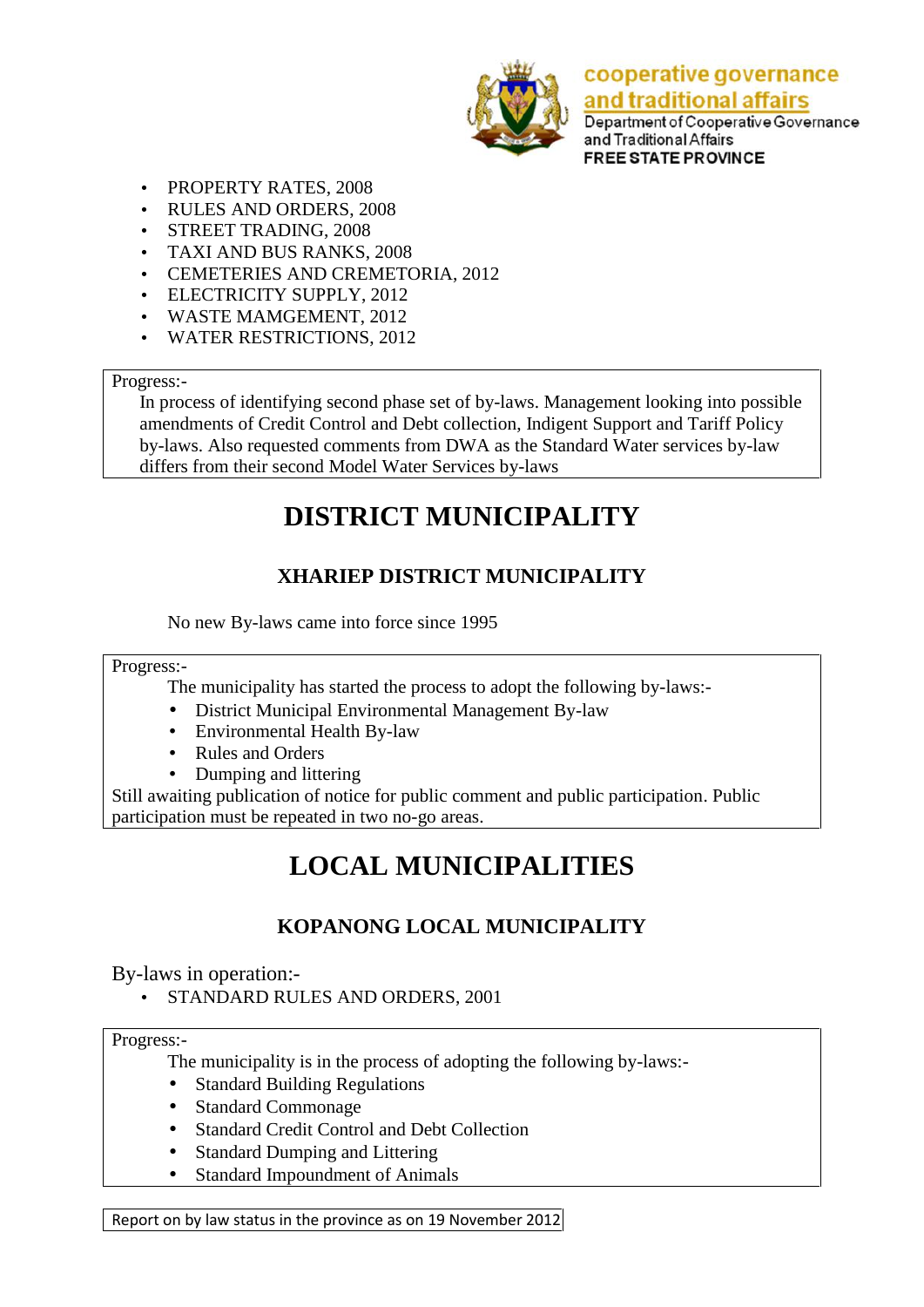- PROPERTY RATES, 2008
- RULES AND ORDERS, 2008
- STREET TRADING, 2008
- TAXI AND BUS RANKS, 2008
- CEMETERIES AND CREMETORIA, 2012
- ELECTRICITY SUPPLY, 2012
- WASTE MAMGEMENT, 2012
- WATER RESTRICTIONS, 2012

Progress:-

In process of identifying second phase set of by-laws. Management looking into possible amendments of Credit Control and Debt collection, Indigent Support and Tariff Policy by-laws. Also requested comments from DWA as the Standard Water services by-law differs from their second Model Water Services by-laws

# DISTRICT MUNICIPALITY

## XHARIEP DISTRICT MUNICIPALITY

No new By-laws came into force since 1995

Progress:-

The municipality has started the process to adopt the following by-laws:-

- District Municipal Environmental Management By-law
- Environmental Health By-law
- Rules and Orders
- Dumping and littering

Still awaiting publication of notice for public comment and public participation. Public participation must be repeated in two no-go areas.

# LOCAL MUNICIPALITIES

## KOPANONG LOCAL MUNICIPALITY

By-laws in operation:-

- STANDARD RULES AND ORDERS, 2001

Progress:-

The municipality is in the process of adopting the following by-laws:-

- Standard Building Regulations
- Standard Commonage
- Standard Credit Control and Debt Collection
- Standard Dumping and Littering
- Standard Impoundment of Animals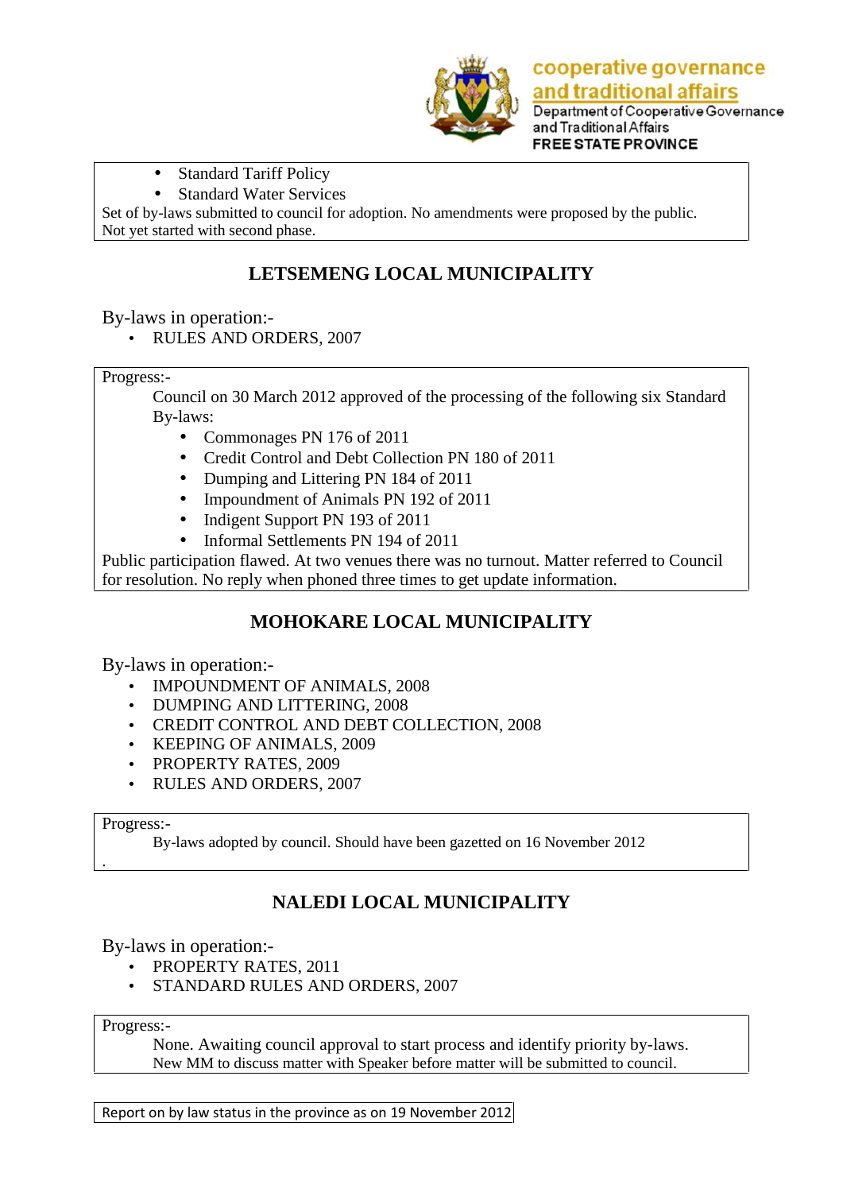- Standard Tariff Policy
- Standard Water Services

Set of by-laws submitted to council for adoption. No amendments were proposed by the public. Not yet started with second phase.

## LETSEMENG LOCAL MUNICIPALITY

By-laws in operation:-

- RULES AND ORDERS, 2007

Progress:-

Council on 30 March 2012 approved of the processing of the following six Standard By-laws:

- Commonages PN 176 of 2011
- Credit Control and Debt Collection PN 180 of 2011
- Dumping and Littering PN 184 of 2011
- Impoundment of Animals PN 192 of 2011
- Indigent Support PN 193 of 2011
- Informal Settlements PN 194 of 2011

Public participation flawed. At two venues there was no turnout. Matter referred to Council for resolution. No reply when phoned three times to get update information.

## MOHOKARE LOCAL MUNICIPALITY

By-laws in operation:-

- IMPOUNDMENT OF ANIMALS, 2008
- DUMPING AND LITTERING, 2008
- CREDIT CONTROL AND DEBT COLLECTION, 2008
- KEEPING OF ANIMALS, 2009
- PROPERTY RATES, 2009
- RULES AND ORDERS, 2007

Progress:-

By-laws adopted by council. Should have been gazetted on 16 November 2012

## NALEDI LOCAL MUNICIPALITY

By-laws in operation:-

- PROPERTY RATES, 2011
- STANDARD RULES AND ORDERS, 2007

Progress:-

None. Awaiting council approval to start process and identify priority by-laws. New MM to discuss matter with Speaker before matter will be submitted to council.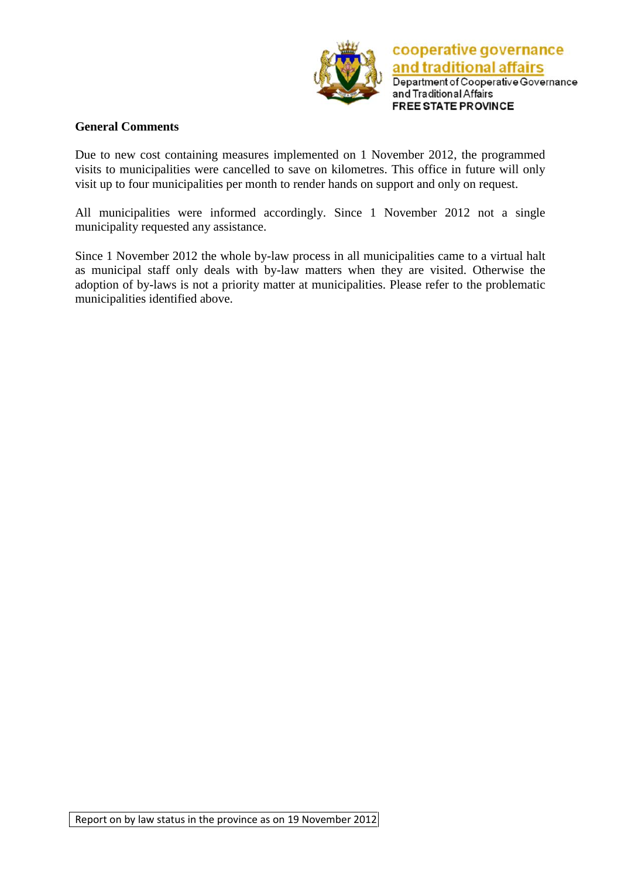**General Comments**

Due to new cost containing measures implemented on 1 November 2012, the programmed visits to municipalities were cancelled to save on kilometres. This office in future will only visit up to four municipalities per month to render hands on support and only on request.

All municipalities were informed accordingly. Since 1 November 2012 not a single municipality requested any assistance.

Since 1 November 2012 the whole by-law process in all municipalities came to a virtual halt as municipal staff only deals with by-law matters when they are visited. Otherwise the adoption of by-laws is not a priority matter at municipalities. Please refer to the problematic municipalities identified above.